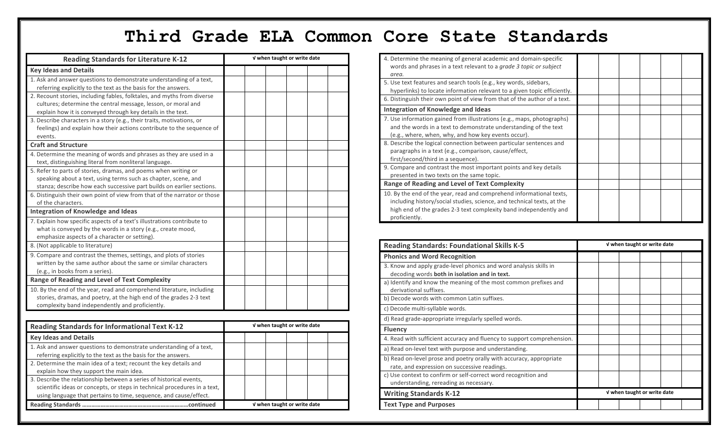# Third Grade ELA Common Core State Standards

| Reading Standards for Literature K-12 | √ when taught or write date | | | | | |
|---|---|---|---|---|---|---|
| **Key Ideas and Details** | | | | | | |
| 1. Ask and answer questions to demonstrate understanding of a text, referring explicitly to the text as the basis for the answers. | | | | | | |
| 2. Recount stories, including fables, folktales, and myths from diverse cultures; determine the central message, lesson, or moral and explain how it is conveyed through key details in the text. | | | | | | |
| 3. Describe characters in a story (e.g., their traits, motivations, or feelings) and explain how their actions contribute to the sequence of events. | | | | | | |
| **Craft and Structure** | | | | | | |
| 4. Determine the meaning of words and phrases as they are used in a text, distinguishing literal from nonliteral language. | | | | | | |
| 5. Refer to parts of stories, dramas, and poems when writing or speaking about a text, using terms such as chapter, scene, and stanza; describe how each successive part builds on earlier sections. | | | | | | |
| 6. Distinguish their own point of view from that of the narrator or those of the characters. | | | | | | |
| **Integration of Knowledge and Ideas** | | | | | | |
| 7. Explain how specific aspects of a text's illustrations contribute to what is conveyed by the words in a story (e.g., create mood, emphasize aspects of a character or setting). | | | | | | |
| 8. (Not applicable to literature) | | | | | | |
| 9. Compare and contrast the themes, settings, and plots of stories written by the same author about the same or similar characters (e.g., in books from a series). | | | | | | |
| **Range of Reading and Level of Text Complexity** | | | | | | |
| 10. By the end of the year, read and comprehend literature, including stories, dramas, and poetry, at the high end of the grades 2-3 text complexity band independently and proficiently. | | | | | | |

| Reading Standards for Informational Text K-12 | √ when taught or write date | | | | | |
|---|---|---|---|---|---|---|
| **Key Ideas and Details** | | | | | | |
| 1. Ask and answer questions to demonstrate understanding of a text, referring explicitly to the text as the basis for the answers. | | | | | | |
| 2. Determine the main idea of a text; recount the key details and explain how they support the main idea. | | | | | | |
| 3. Describe the relationship between a series of historical events, scientific ideas or concepts, or steps in technical procedures in a text, using language that pertains to time, sequence, and cause/effect. | | | | | | |
| **Reading Standards ……………………………………………………………continued** | √ when taught or write date | | | | | |
| 4. Determine the meaning of general academic and domain-specific words and phrases in a text relevant to a *grade 3 topic or subject area.* | | | | | | |
| 5. Use text features and search tools (e.g., key words, sidebars, hyperlinks) to locate information relevant to a given topic efficiently. | | | | | | |
| 6. Distinguish their own point of view from that of the author of a text. | | | | | | |
| **Integration of Knowledge and Ideas** | | | | | | |
| 7. Use information gained from illustrations (e.g., maps, photographs) and the words in a text to demonstrate understanding of the text (e.g., where, when, why, and how key events occur). | | | | | | |
| 8. Describe the logical connection between particular sentences and paragraphs in a text (e.g., comparison, cause/effect, first/second/third in a sequence). | | | | | | |
| 9. Compare and contrast the most important points and key details presented in two texts on the same topic. | | | | | | |
| **Range of Reading and Level of Text Complexity** | | | | | | |
| 10. By the end of the year, read and comprehend informational texts, including history/social studies, science, and technical texts, at the high end of the grades 2-3 text complexity band independently and proficiently. | | | | | | |

| Reading Standards: Foundational Skills K-5 | √ when taught or write date | | | | | |
|---|---|---|---|---|---|---|
| **Phonics and Word Recognition** | | | | | | |
| 3. Know and apply grade-level phonics and word analysis skills in decoding words **both in isolation and in text.** | | | | | | |
| a) Identify and know the meaning of the most common prefixes and derivational suffixes. | | | | | | |
| b) Decode words with common Latin suffixes. | | | | | | |
| c) Decode multi-syllable words. | | | | | | |
| d) Read grade-appropriate irregularly spelled words. | | | | | | |
| **Fluency** | | | | | | |
| 4. Read with sufficient accuracy and fluency to support comprehension. | | | | | | |
| a) Read on-level text with purpose and understanding. | | | | | | |
| b) Read on-level prose and poetry orally with accuracy, appropriate rate, and expression on successive readings. | | | | | | |
| c) Use context to confirm or self-correct word recognition and understanding, rereading as necessary. | | | | | | |

| Writing Standards K-12 | √ when taught or write date | | | | | |
|---|---|---|---|---|---|---|
| **Text Type and Purposes** | | | | | | |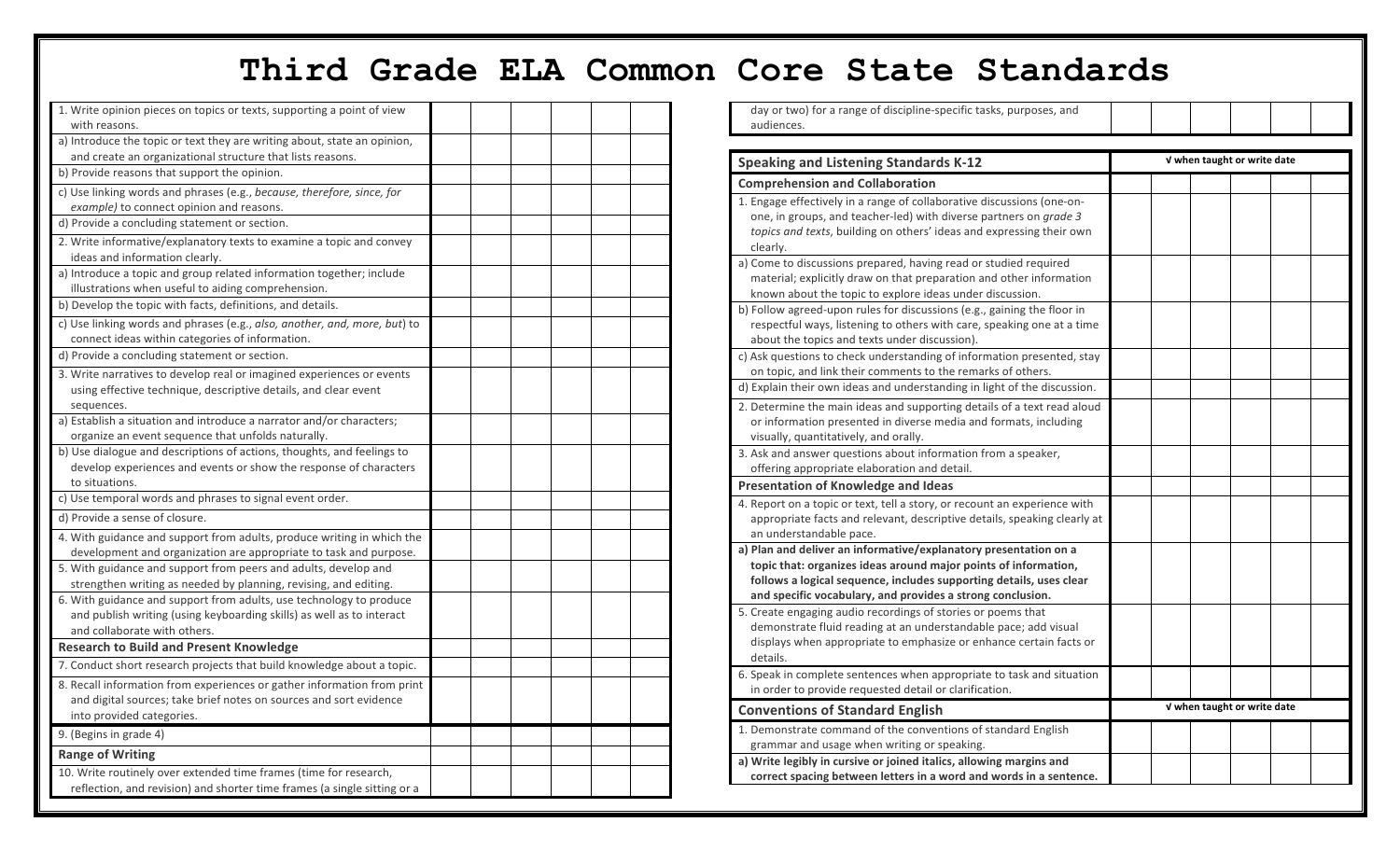# Third Grade ELA Common Core State Standards

| | | | | | | |
|---|---|---|---|---|---|---|
| 1. Write opinion pieces on topics or texts, supporting a point of view with reasons. | | | | | | |
| a) Introduce the topic or text they are writing about, state an opinion, and create an organizational structure that lists reasons. | | | | | | |
| b) Provide reasons that support the opinion. | | | | | | |
| c) Use linking words and phrases (e.g., *because, therefore, since, for example)* to connect opinion and reasons. | | | | | | |
| d) Provide a concluding statement or section. | | | | | | |
| 2. Write informative/explanatory texts to examine a topic and convey ideas and information clearly. | | | | | | |
| a) Introduce a topic and group related information together; include illustrations when useful to aiding comprehension. | | | | | | |
| b) Develop the topic with facts, definitions, and details. | | | | | | |
| c) Use linking words and phrases (e.g., *also, another, and, more, but*) to connect ideas within categories of information. | | | | | | |
| d) Provide a concluding statement or section. | | | | | | |
| 3. Write narratives to develop real or imagined experiences or events using effective technique, descriptive details, and clear event sequences. | | | | | | |
| a) Establish a situation and introduce a narrator and/or characters; organize an event sequence that unfolds naturally. | | | | | | |
| b) Use dialogue and descriptions of actions, thoughts, and feelings to develop experiences and events or show the response of characters to situations. | | | | | | |
| c) Use temporal words and phrases to signal event order. | | | | | | |
| d) Provide a sense of closure. | | | | | | |
| 4. With guidance and support from adults, produce writing in which the development and organization are appropriate to task and purpose. | | | | | | |
| 5. With guidance and support from peers and adults, develop and strengthen writing as needed by planning, revising, and editing. | | | | | | |
| 6. With guidance and support from adults, use technology to produce and publish writing (using keyboarding skills) as well as to interact and collaborate with others. | | | | | | |
| **Research to Build and Present Knowledge** | | | | | | |
| 7. Conduct short research projects that build knowledge about a topic. | | | | | | |
| 8. Recall information from experiences or gather information from print and digital sources; take brief notes on sources and sort evidence into provided categories. | | | | | | |
| 9. (Begins in grade 4) | | | | | | |
| **Range of Writing** | | | | | | |
| 10. Write routinely over extended time frames (time for research, reflection, and revision) and shorter time frames (a single sitting or a day or two) for a range of discipline-specific tasks, purposes, and audiences. | | | | | | |

| **Speaking and Listening Standards K-12** | √ when taught or write date | | | | | |
|---|---|---|---|---|---|---|
| **Comprehension and Collaboration** | | | | | | |
| 1. Engage effectively in a range of collaborative discussions (one-on-one, in groups, and teacher-led) with diverse partners on *grade 3 topics and texts*, building on others' ideas and expressing their own clearly. | | | | | | |
| a) Come to discussions prepared, having read or studied required material; explicitly draw on that preparation and other information known about the topic to explore ideas under discussion. | | | | | | |
| b) Follow agreed-upon rules for discussions (e.g., gaining the floor in respectful ways, listening to others with care, speaking one at a time about the topics and texts under discussion). | | | | | | |
| c) Ask questions to check understanding of information presented, stay on topic, and link their comments to the remarks of others. | | | | | | |
| d) Explain their own ideas and understanding in light of the discussion. | | | | | | |
| 2. Determine the main ideas and supporting details of a text read aloud or information presented in diverse media and formats, including visually, quantitatively, and orally. | | | | | | |
| 3. Ask and answer questions about information from a speaker, offering appropriate elaboration and detail. | | | | | | |
| **Presentation of Knowledge and Ideas** | | | | | | |
| 4. Report on a topic or text, tell a story, or recount an experience with appropriate facts and relevant, descriptive details, speaking clearly at an understandable pace. | | | | | | |
| **a) Plan and deliver an informative/explanatory presentation on a topic that: organizes ideas around major points of information, follows a logical sequence, includes supporting details, uses clear and specific vocabulary, and provides a strong conclusion.** | | | | | | |
| 5. Create engaging audio recordings of stories or poems that demonstrate fluid reading at an understandable pace; add visual displays when appropriate to emphasize or enhance certain facts or details. | | | | | | |
| 6. Speak in complete sentences when appropriate to task and situation in order to provide requested detail or clarification. | | | | | | |

| **Conventions of Standard English** | √ when taught or write date | | | | | |
|---|---|---|---|---|---|---|
| 1. Demonstrate command of the conventions of standard English grammar and usage when writing or speaking. | | | | | | |
| **a) Write legibly in cursive or joined italics, allowing margins and correct spacing between letters in a word and words in a sentence.** | | | | | | |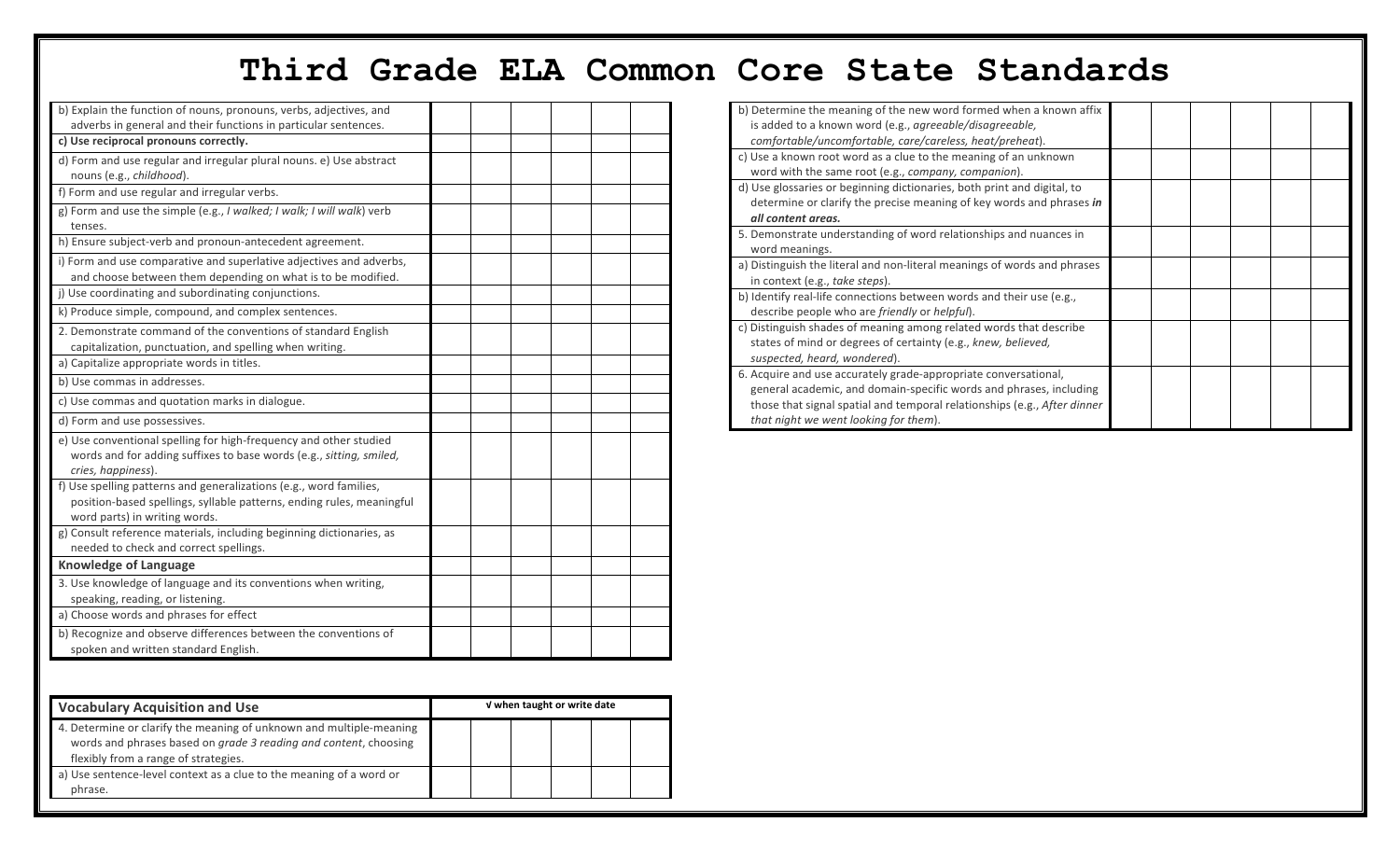# Third Grade ELA Common Core State Standards

| | | | | | | |
|---|---|---|---|---|---|---|
| b) Explain the function of nouns, pronouns, verbs, adjectives, and adverbs in general and their functions in particular sentences. | | | | | | |
| **c) Use reciprocal pronouns correctly.** | | | | | | |
| d) Form and use regular and irregular plural nouns. e) Use abstract nouns (e.g., *childhood*). | | | | | | |
| f) Form and use regular and irregular verbs. | | | | | | |
| g) Form and use the simple (e.g., *I walked; I walk; I will walk*) verb tenses. | | | | | | |
| h) Ensure subject-verb and pronoun-antecedent agreement. | | | | | | |
| i) Form and use comparative and superlative adjectives and adverbs, and choose between them depending on what is to be modified. | | | | | | |
| j) Use coordinating and subordinating conjunctions. | | | | | | |
| k) Produce simple, compound, and complex sentences. | | | | | | |
| 2. Demonstrate command of the conventions of standard English capitalization, punctuation, and spelling when writing. | | | | | | |
| a) Capitalize appropriate words in titles. | | | | | | |
| b) Use commas in addresses. | | | | | | |
| c) Use commas and quotation marks in dialogue. | | | | | | |
| d) Form and use possessives. | | | | | | |
| e) Use conventional spelling for high-frequency and other studied words and for adding suffixes to base words (e.g., *sitting, smiled, cries, happiness*). | | | | | | |
| f) Use spelling patterns and generalizations (e.g., word families, position-based spellings, syllable patterns, ending rules, meaningful word parts) in writing words. | | | | | | |
| g) Consult reference materials, including beginning dictionaries, as needed to check and correct spellings. | | | | | | |
| **Knowledge of Language** | | | | | | |
| 3. Use knowledge of language and its conventions when writing, speaking, reading, or listening. | | | | | | |
| a) Choose words and phrases for effect | | | | | | |
| b) Recognize and observe differences between the conventions of spoken and written standard English. | | | | | | |

| **Vocabulary Acquisition and Use** | **√ when taught or write date** | | | | | |
|---|---|---|---|---|---|---|
| 4. Determine or clarify the meaning of unknown and multiple-meaning words and phrases based on *grade 3 reading and content*, choosing flexibly from a range of strategies. | | | | | | |
| a) Use sentence-level context as a clue to the meaning of a word or phrase. | | | | | | |
| b) Determine the meaning of the new word formed when a known affix is added to a known word (e.g., *agreeable/disagreeable, comfortable/uncomfortable, care/careless, heat/preheat*). | | | | | | |
| c) Use a known root word as a clue to the meaning of an unknown word with the same root (e.g., *company, companion*). | | | | | | |
| d) Use glossaries or beginning dictionaries, both print and digital, to determine or clarify the precise meaning of key words and phrases ***in all content areas.*** | | | | | | |
| 5. Demonstrate understanding of word relationships and nuances in word meanings. | | | | | | |
| a) Distinguish the literal and non-literal meanings of words and phrases in context (e.g., *take steps*). | | | | | | |
| b) Identify real-life connections between words and their use (e.g., describe people who are *friendly* or *helpful*). | | | | | | |
| c) Distinguish shades of meaning among related words that describe states of mind or degrees of certainty (e.g., *knew, believed, suspected, heard, wondered*). | | | | | | |
| 6. Acquire and use accurately grade-appropriate conversational, general academic, and domain-specific words and phrases, including those that signal spatial and temporal relationships (e.g., *After dinner that night we went looking for them*). | | | | | | |